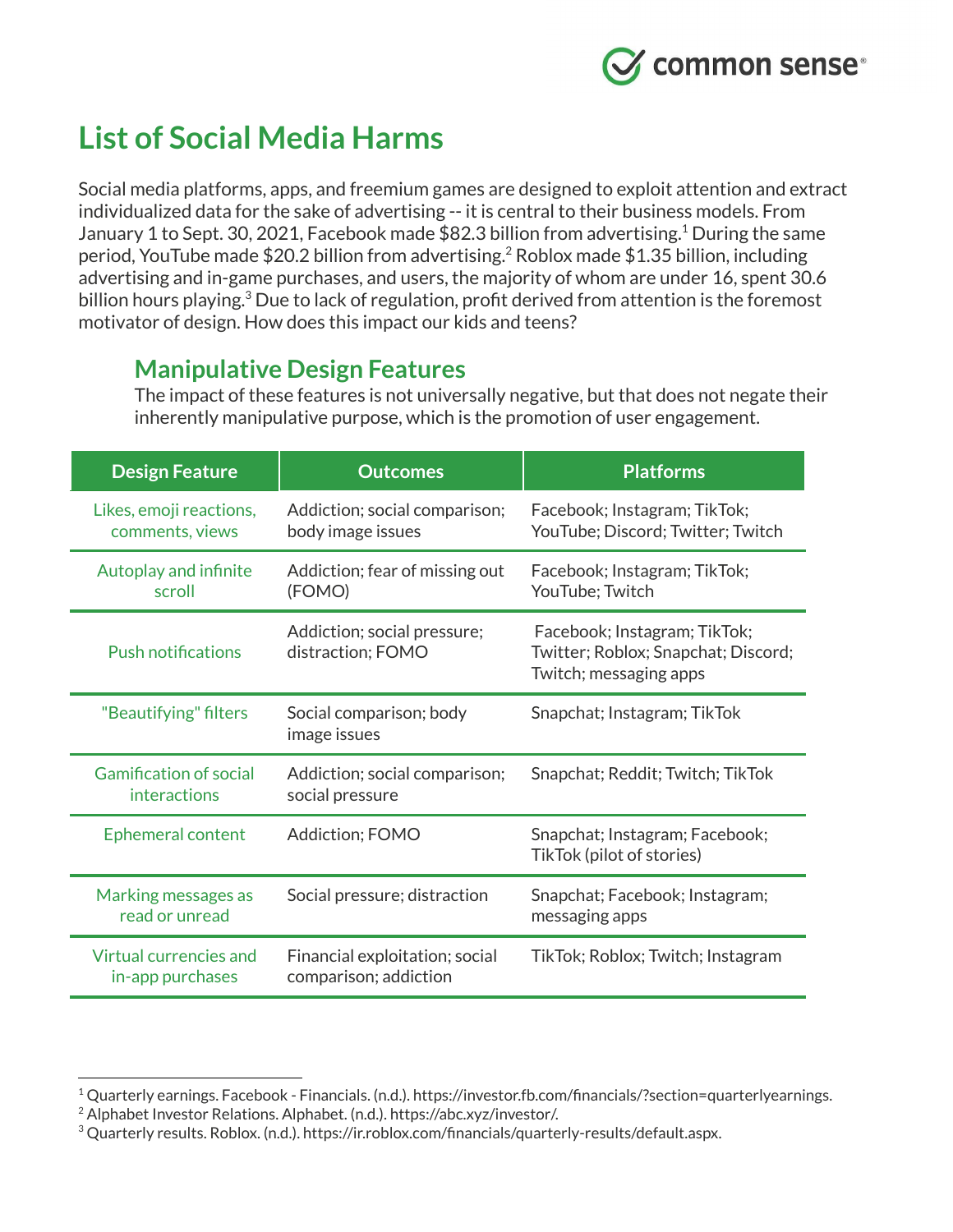# List of Social Media Harms

Social media platforms, apps, and freemium games are designed to exploit attention and extract individualized data for the sake of advertising -- it is central to their business models. From January 1 to Sept. 30, 2021, Facebook made $82.3 billion from advertising.[1] During the same period, YouTube made $20.2 billion from advertising.[2] Roblox made $1.35 billion, including advertising and in-game purchases, and users, the majority of whom are under 16, spent 30.6 billion hours playing.[3] Due to lack of regulation, profit derived from attention is the foremost motivator of design. How does this impact our kids and teens?

## Manipulative Design Features

The impact of these features is not universally negative, but that does not negate their inherently manipulative purpose, which is the promotion of user engagement.

| Design Feature | Outcomes | Platforms |
|---|---|---|
| Likes, emoji reactions, comments, views | Addiction; social comparison; body image issues | Facebook; Instagram; TikTok; YouTube; Discord; Twitter; Twitch |
| Autoplay and infinite scroll | Addiction; fear of missing out (FOMO) | Facebook; Instagram; TikTok; YouTube; Twitch |
| Push notifications | Addiction; social pressure; distraction; FOMO | Facebook; Instagram; TikTok; Twitter; Roblox; Snapchat; Discord; Twitch; messaging apps |
| "Beautifying" filters | Social comparison; body image issues | Snapchat; Instagram; TikTok |
| Gamification of social interactions | Addiction; social comparison; social pressure | Snapchat; Reddit; Twitch; TikTok |
| Ephemeral content | Addiction; FOMO | Snapchat; Instagram; Facebook; TikTok (pilot of stories) |
| Marking messages as read or unread | Social pressure; distraction | Snapchat; Facebook; Instagram; messaging apps |
| Virtual currencies and in-app purchases | Financial exploitation; social comparison; addiction | TikTok; Roblox; Twitch; Instagram |

---

[1] Quarterly earnings. Facebook - Financials. (n.d.). https://investor.fb.com/financials/?section=quarterlyearnings.
[2] Alphabet Investor Relations. Alphabet. (n.d.). https://abc.xyz/investor/.
[3] Quarterly results. Roblox. (n.d.). https://ir.roblox.com/financials/quarterly-results/default.aspx.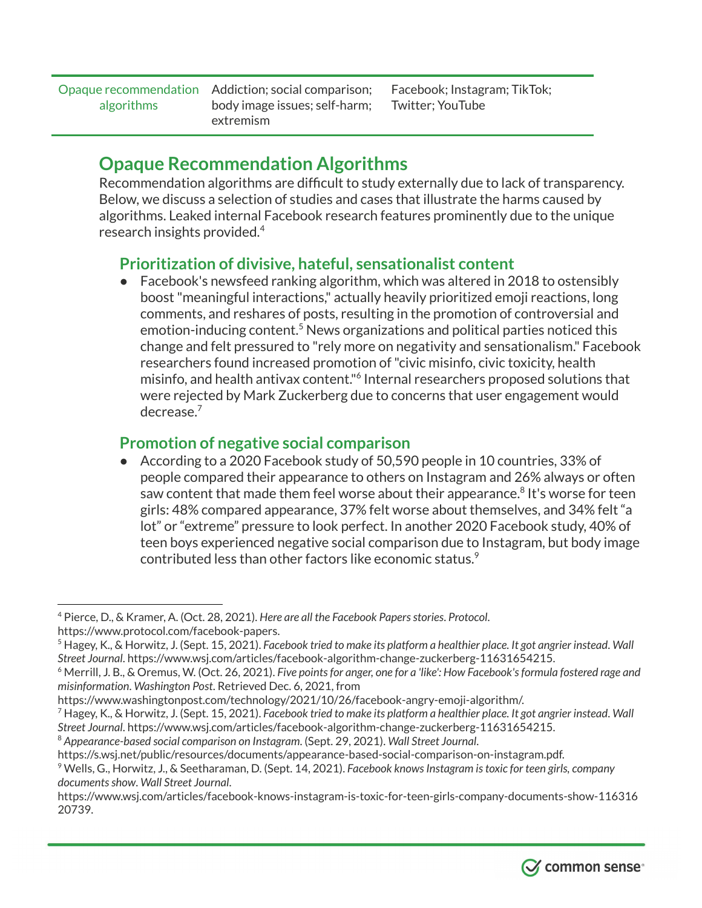| Opaque recommendation algorithms | Addiction; social comparison; body image issues; self-harm; extremism | Facebook; Instagram; TikTok; Twitter; YouTube |
|---|---|---|

## Opaque Recommendation Algorithms

Recommendation algorithms are difficult to study externally due to lack of transparency. Below, we discuss a selection of studies and cases that illustrate the harms caused by algorithms. Leaked internal Facebook research features prominently due to the unique research insights provided.[4]

### Prioritization of divisive, hateful, sensationalist content

- Facebook's newsfeed ranking algorithm, which was altered in 2018 to ostensibly boost "meaningful interactions," actually heavily prioritized emoji reactions, long comments, and reshares of posts, resulting in the promotion of controversial and emotion-inducing content.[5] News organizations and political parties noticed this change and felt pressured to "rely more on negativity and sensationalism." Facebook researchers found increased promotion of "civic misinfo, civic toxicity, health misinfo, and health antivax content."[6] Internal researchers proposed solutions that were rejected by Mark Zuckerberg due to concerns that user engagement would decrease.[7]

### Promotion of negative social comparison

- According to a 2020 Facebook study of 50,590 people in 10 countries, 33% of people compared their appearance to others on Instagram and 26% always or often saw content that made them feel worse about their appearance.[8] It's worse for teen girls: 48% compared appearance, 37% felt worse about themselves, and 34% felt "a lot" or "extreme" pressure to look perfect. In another 2020 Facebook study, 40% of teen boys experienced negative social comparison due to Instagram, but body image contributed less than other factors like economic status.[9]

---

[4] Pierce, D., & Kramer, A. (Oct. 28, 2021). *Here are all the Facebook Papers stories*. *Protocol*. https://www.protocol.com/facebook-papers.

[5] Hagey, K., & Horwitz, J. (Sept. 15, 2021). *Facebook tried to make its platform a healthier place. It got angrier instead*. *Wall Street Journal*. https://www.wsj.com/articles/facebook-algorithm-change-zuckerberg-11631654215.

[6] Merrill, J. B., & Oremus, W. (Oct. 26, 2021). *Five points for anger, one for a 'like': How Facebook's formula fostered rage and misinformation*. *Washington Post*. Retrieved Dec. 6, 2021, from https://www.washingtonpost.com/technology/2021/10/26/facebook-angry-emoji-algorithm/.

[7] Hagey, K., & Horwitz, J. (Sept. 15, 2021). *Facebook tried to make its platform a healthier place. It got angrier instead*. *Wall Street Journal*. https://www.wsj.com/articles/facebook-algorithm-change-zuckerberg-11631654215.

[8] *Appearance-based social comparison on Instagram*. (Sept. 29, 2021). *Wall Street Journal*. https://s.wsj.net/public/resources/documents/appearance-based-social-comparison-on-instagram.pdf.

[9] Wells, G., Horwitz, J., & Seetharaman, D. (Sept. 14, 2021). *Facebook knows Instagram is toxic for teen girls, company documents show*. *Wall Street Journal*. https://www.wsj.com/articles/facebook-knows-instagram-is-toxic-for-teen-girls-company-documents-show-11631620739.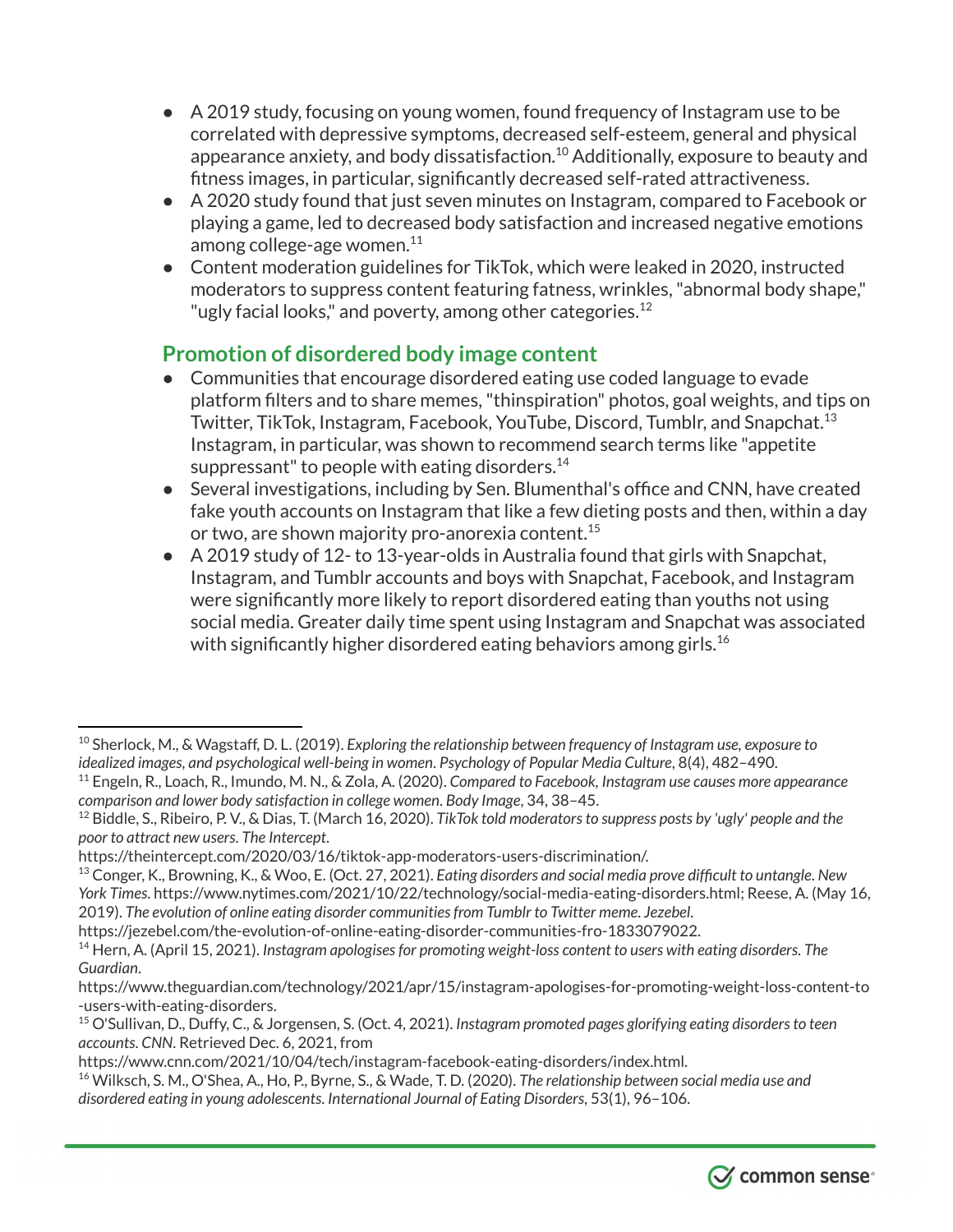- A 2019 study, focusing on young women, found frequency of Instagram use to be correlated with depressive symptoms, decreased self-esteem, general and physical appearance anxiety, and body dissatisfaction.[10] Additionally, exposure to beauty and fitness images, in particular, significantly decreased self-rated attractiveness.
- A 2020 study found that just seven minutes on Instagram, compared to Facebook or playing a game, led to decreased body satisfaction and increased negative emotions among college-age women.[11]
- Content moderation guidelines for TikTok, which were leaked in 2020, instructed moderators to suppress content featuring fatness, wrinkles, "abnormal body shape," "ugly facial looks," and poverty, among other categories.[12]

## Promotion of disordered body image content

- Communities that encourage disordered eating use coded language to evade platform filters and to share memes, "thinspiration" photos, goal weights, and tips on Twitter, TikTok, Instagram, Facebook, YouTube, Discord, Tumblr, and Snapchat.[13] Instagram, in particular, was shown to recommend search terms like "appetite suppressant" to people with eating disorders.[14]
- Several investigations, including by Sen. Blumenthal's office and CNN, have created fake youth accounts on Instagram that like a few dieting posts and then, within a day or two, are shown majority pro-anorexia content.[15]
- A 2019 study of 12- to 13-year-olds in Australia found that girls with Snapchat, Instagram, and Tumblr accounts and boys with Snapchat, Facebook, and Instagram were significantly more likely to report disordered eating than youths not using social media. Greater daily time spent using Instagram and Snapchat was associated with significantly higher disordered eating behaviors among girls.[16]

---

[10] Sherlock, M., & Wagstaff, D. L. (2019). *Exploring the relationship between frequency of Instagram use, exposure to idealized images, and psychological well-being in women. Psychology of Popular Media Culture*, 8(4), 482–490.

[11] Engeln, R., Loach, R., Imundo, M. N., & Zola, A. (2020). *Compared to Facebook, Instagram use causes more appearance comparison and lower body satisfaction in college women. Body Image*, 34, 38–45.

[12] Biddle, S., Ribeiro, P. V., & Dias, T. (March 16, 2020). *TikTok told moderators to suppress posts by 'ugly' people and the poor to attract new users. The Intercept*. https://theintercept.com/2020/03/16/tiktok-app-moderators-users-discrimination/.

[13] Conger, K., Browning, K., & Woo, E. (Oct. 27, 2021). *Eating disorders and social media prove difficult to untangle. New York Times*. https://www.nytimes.com/2021/10/22/technology/social-media-eating-disorders.html; Reese, A. (May 16, 2019). *The evolution of online eating disorder communities from Tumblr to Twitter meme. Jezebel*. https://jezebel.com/the-evolution-of-online-eating-disorder-communities-fro-1833079022.

[14] Hern, A. (April 15, 2021). *Instagram apologises for promoting weight-loss content to users with eating disorders. The Guardian*. https://www.theguardian.com/technology/2021/apr/15/instagram-apologises-for-promoting-weight-loss-content-to-users-with-eating-disorders.

[15] O'Sullivan, D., Duffy, C., & Jorgensen, S. (Oct. 4, 2021). *Instagram promoted pages glorifying eating disorders to teen accounts. CNN*. Retrieved Dec. 6, 2021, from https://www.cnn.com/2021/10/04/tech/instagram-facebook-eating-disorders/index.html.

[16] Wilksch, S. M., O'Shea, A., Ho, P., Byrne, S., & Wade, T. D. (2020). *The relationship between social media use and disordered eating in young adolescents. International Journal of Eating Disorders*, 53(1), 96–106.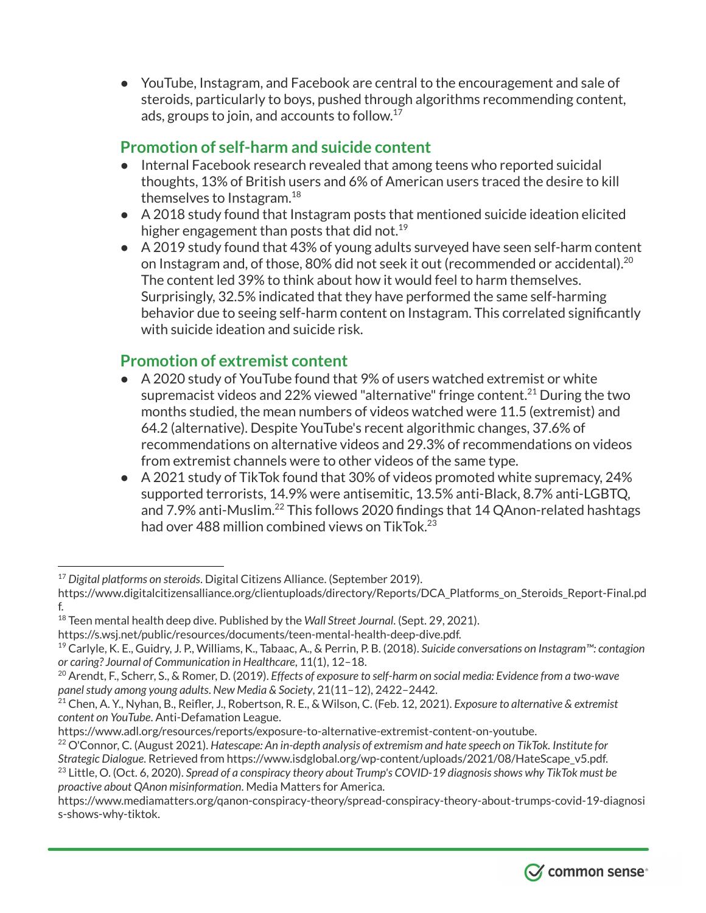- YouTube, Instagram, and Facebook are central to the encouragement and sale of steroids, particularly to boys, pushed through algorithms recommending content, ads, groups to join, and accounts to follow.[17]

## Promotion of self-harm and suicide content

- Internal Facebook research revealed that among teens who reported suicidal thoughts, 13% of British users and 6% of American users traced the desire to kill themselves to Instagram.[18]
- A 2018 study found that Instagram posts that mentioned suicide ideation elicited higher engagement than posts that did not.[19]
- A 2019 study found that 43% of young adults surveyed have seen self-harm content on Instagram and, of those, 80% did not seek it out (recommended or accidental).[20] The content led 39% to think about how it would feel to harm themselves. Surprisingly, 32.5% indicated that they have performed the same self-harming behavior due to seeing self-harm content on Instagram. This correlated significantly with suicide ideation and suicide risk.

## Promotion of extremist content

- A 2020 study of YouTube found that 9% of users watched extremist or white supremacist videos and 22% viewed "alternative" fringe content.[21] During the two months studied, the mean numbers of videos watched were 11.5 (extremist) and 64.2 (alternative). Despite YouTube's recent algorithmic changes, 37.6% of recommendations on alternative videos and 29.3% of recommendations on videos from extremist channels were to other videos of the same type.
- A 2021 study of TikTok found that 30% of videos promoted white supremacy, 24% supported terrorists, 14.9% were antisemitic, 13.5% anti-Black, 8.7% anti-LGBTQ, and 7.9% anti-Muslim.[22] This follows 2020 findings that 14 QAnon-related hashtags had over 488 million combined views on TikTok.[23]

---

[17] *Digital platforms on steroids*. Digital Citizens Alliance. (September 2019). https://www.digitalcitizensalliance.org/clientuploads/directory/Reports/DCA_Platforms_on_Steroids_Report-Final.pdf.

[18] Teen mental health deep dive. Published by the *Wall Street Journal*. (Sept. 29, 2021). https://s.wsj.net/public/resources/documents/teen-mental-health-deep-dive.pdf.

[19] Carlyle, K. E., Guidry, J. P., Williams, K., Tabaac, A., & Perrin, P. B. (2018). *Suicide conversations on Instagram™: contagion or caring? Journal of Communication in Healthcare*, 11(1), 12–18.

[20] Arendt, F., Scherr, S., & Romer, D. (2019). *Effects of exposure to self-harm on social media: Evidence from a two-wave panel study among young adults*. *New Media & Society*, 21(11–12), 2422–2442.

[21] Chen, A. Y., Nyhan, B., Reifler, J., Robertson, R. E., & Wilson, C. (Feb. 12, 2021). *Exposure to alternative & extremist content on YouTube*. Anti-Defamation League. https://www.adl.org/resources/reports/exposure-to-alternative-extremist-content-on-youtube.

[22] O'Connor, C. (August 2021). *Hatescape: An in-depth analysis of extremism and hate speech on TikTok. Institute for Strategic Dialogue*. Retrieved from https://www.isdglobal.org/wp-content/uploads/2021/08/HateScape_v5.pdf.

[23] Little, O. (Oct. 6, 2020). *Spread of a conspiracy theory about Trump's COVID-19 diagnosis shows why TikTok must be proactive about QAnon misinformation*. Media Matters for America. https://www.mediamatters.org/qanon-conspiracy-theory/spread-conspiracy-theory-about-trumps-covid-19-diagnosis-shows-why-tiktok.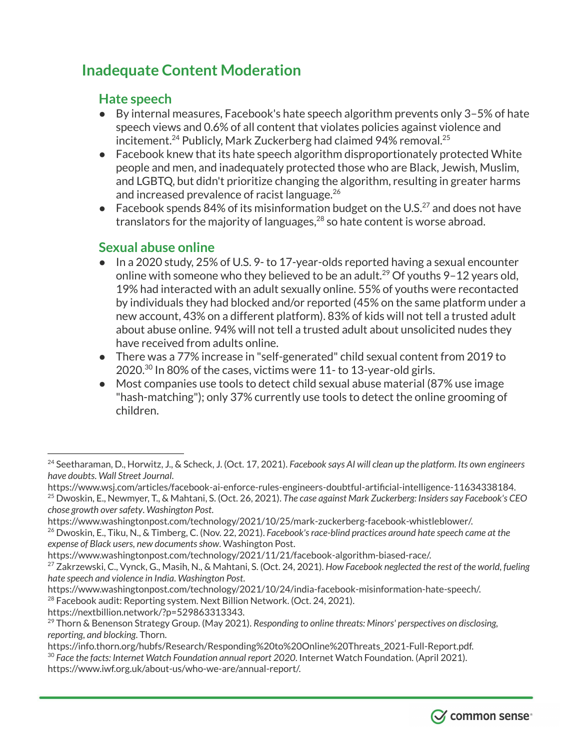## Inadequate Content Moderation

### Hate speech

- By internal measures, Facebook's hate speech algorithm prevents only 3–5% of hate speech views and 0.6% of all content that violates policies against violence and incitement.[24] Publicly, Mark Zuckerberg had claimed 94% removal.[25]
- Facebook knew that its hate speech algorithm disproportionately protected White people and men, and inadequately protected those who are Black, Jewish, Muslim, and LGBTQ, but didn't prioritize changing the algorithm, resulting in greater harms and increased prevalence of racist language.[26]
- Facebook spends 84% of its misinformation budget on the U.S.[27] and does not have translators for the majority of languages,[28] so hate content is worse abroad.

### Sexual abuse online

- In a 2020 study, 25% of U.S. 9- to 17-year-olds reported having a sexual encounter online with someone who they believed to be an adult.[29] Of youths 9–12 years old, 19% had interacted with an adult sexually online. 55% of youths were recontacted by individuals they had blocked and/or reported (45% on the same platform under a new account, 43% on a different platform). 83% of kids will not tell a trusted adult about abuse online. 94% will not tell a trusted adult about unsolicited nudes they have received from adults online.
- There was a 77% increase in "self-generated" child sexual content from 2019 to 2020.[30] In 80% of the cases, victims were 11- to 13-year-old girls.
- Most companies use tools to detect child sexual abuse material (87% use image "hash-matching"); only 37% currently use tools to detect the online grooming of children.

---

[24] Seetharaman, D., Horwitz, J., & Scheck, J. (Oct. 17, 2021). *Facebook says AI will clean up the platform. Its own engineers have doubts. Wall Street Journal*. https://www.wsj.com/articles/facebook-ai-enforce-rules-engineers-doubtful-artificial-intelligence-11634338184.

[25] Dwoskin, E., Newmyer, T., & Mahtani, S. (Oct. 26, 2021). *The case against Mark Zuckerberg: Insiders say Facebook's CEO chose growth over safety*. *Washington Post*. https://www.washingtonpost.com/technology/2021/10/25/mark-zuckerberg-facebook-whistleblower/.

[26] Dwoskin, E., Tiku, N., & Timberg, C. (Nov. 22, 2021). *Facebook's race-blind practices around hate speech came at the expense of Black users, new documents show*. Washington Post. https://www.washingtonpost.com/technology/2021/11/21/facebook-algorithm-biased-race/.

[27] Zakrzewski, C., Vynck, G., Masih, N., & Mahtani, S. (Oct. 24, 2021). *How Facebook neglected the rest of the world, fueling hate speech and violence in India*. *Washington Post*. https://www.washingtonpost.com/technology/2021/10/24/india-facebook-misinformation-hate-speech/.

[28] Facebook audit: Reporting system. Next Billion Network. (Oct. 24, 2021). https://nextbillion.network/?p=529863313343.

[29] Thorn & Benenson Strategy Group. (May 2021). *Responding to online threats: Minors' perspectives on disclosing, reporting, and blocking*. Thorn. https://info.thorn.org/hubfs/Research/Responding%20to%20Online%20Threats_2021-Full-Report.pdf.

[30] *Face the facts: Internet Watch Foundation annual report 2020*. Internet Watch Foundation. (April 2021). https://www.iwf.org.uk/about-us/who-we-are/annual-report/.